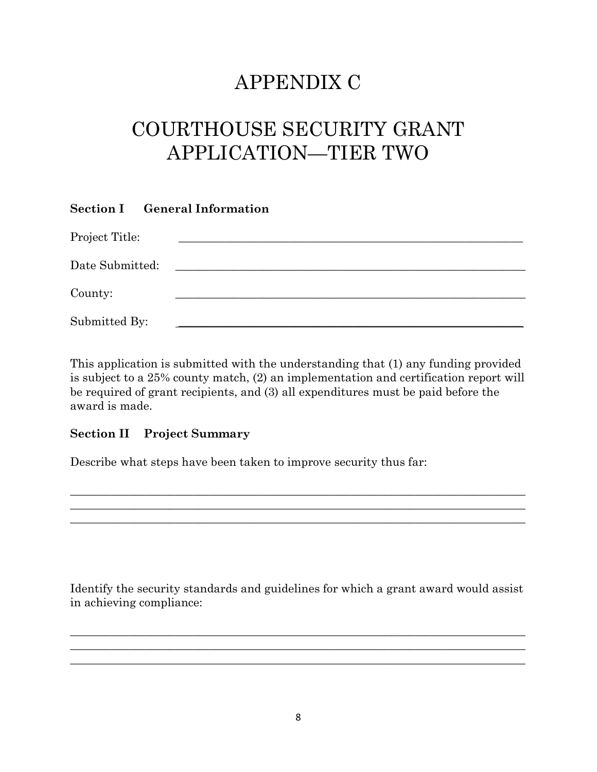# APPENDIX C

# COURTHOUSE SECURITY GRANT APPLICATION—TIER TWO

**Section I General Information**

Project Title: ____________________________________________________________

Date Submitted: ____________________________________________________________

County: ____________________________________________________________

Submitted By: ____________________________________________________________

This application is submitted with the understanding that (1) any funding provided is subject to a 25% county match, (2) an implementation and certification report will be required of grant recipients, and (3) all expenditures must be paid before the award is made.

**Section II Project Summary**

Describe what steps have been taken to improve security thus far:

______________________________________________________________________________
______________________________________________________________________________
______________________________________________________________________________

Identify the security standards and guidelines for which a grant award would assist in achieving compliance:

______________________________________________________________________________
______________________________________________________________________________
______________________________________________________________________________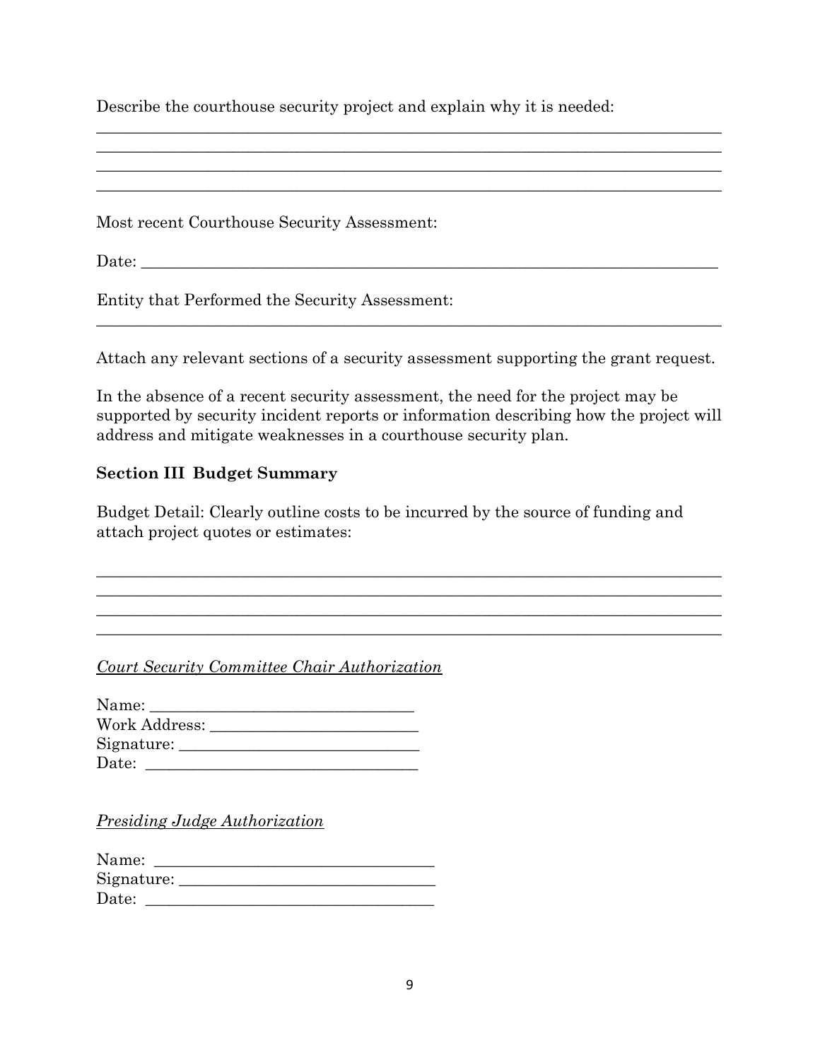Describe the courthouse security project and explain why it is needed:

\_\_\_\_\_\_\_\_\_\_\_\_\_\_\_\_\_\_\_\_\_\_\_\_\_\_\_\_\_\_\_\_\_\_\_\_\_\_\_\_\_\_\_\_\_\_\_\_\_\_\_\_\_\_\_\_\_\_\_\_\_\_\_\_\_\_\_\_\_\_\_\_\_\_\_\_\_
\_\_\_\_\_\_\_\_\_\_\_\_\_\_\_\_\_\_\_\_\_\_\_\_\_\_\_\_\_\_\_\_\_\_\_\_\_\_\_\_\_\_\_\_\_\_\_\_\_\_\_\_\_\_\_\_\_\_\_\_\_\_\_\_\_\_\_\_\_\_\_\_\_\_\_\_\_
\_\_\_\_\_\_\_\_\_\_\_\_\_\_\_\_\_\_\_\_\_\_\_\_\_\_\_\_\_\_\_\_\_\_\_\_\_\_\_\_\_\_\_\_\_\_\_\_\_\_\_\_\_\_\_\_\_\_\_\_\_\_\_\_\_\_\_\_\_\_\_\_\_\_\_\_\_
\_\_\_\_\_\_\_\_\_\_\_\_\_\_\_\_\_\_\_\_\_\_\_\_\_\_\_\_\_\_\_\_\_\_\_\_\_\_\_\_\_\_\_\_\_\_\_\_\_\_\_\_\_\_\_\_\_\_\_\_\_\_\_\_\_\_\_\_\_\_\_\_\_\_\_\_\_

Most recent Courthouse Security Assessment:

Date: \_\_\_\_\_\_\_\_\_\_\_\_\_\_\_\_\_\_\_\_\_\_\_\_\_\_\_\_\_\_\_\_\_\_\_\_\_\_\_\_\_\_\_\_\_\_\_\_\_\_\_\_\_\_\_\_\_\_\_\_\_\_\_\_\_\_\_\_\_\_\_

Entity that Performed the Security Assessment:

\_\_\_\_\_\_\_\_\_\_\_\_\_\_\_\_\_\_\_\_\_\_\_\_\_\_\_\_\_\_\_\_\_\_\_\_\_\_\_\_\_\_\_\_\_\_\_\_\_\_\_\_\_\_\_\_\_\_\_\_\_\_\_\_\_\_\_\_\_\_\_\_\_\_\_\_\_

Attach any relevant sections of a security assessment supporting the grant request.

In the absence of a recent security assessment, the need for the project may be supported by security incident reports or information describing how the project will address and mitigate weaknesses in a courthouse security plan.

**Section III Budget Summary**

Budget Detail: Clearly outline costs to be incurred by the source of funding and attach project quotes or estimates:

\_\_\_\_\_\_\_\_\_\_\_\_\_\_\_\_\_\_\_\_\_\_\_\_\_\_\_\_\_\_\_\_\_\_\_\_\_\_\_\_\_\_\_\_\_\_\_\_\_\_\_\_\_\_\_\_\_\_\_\_\_\_\_\_\_\_\_\_\_\_\_\_\_\_\_\_\_
\_\_\_\_\_\_\_\_\_\_\_\_\_\_\_\_\_\_\_\_\_\_\_\_\_\_\_\_\_\_\_\_\_\_\_\_\_\_\_\_\_\_\_\_\_\_\_\_\_\_\_\_\_\_\_\_\_\_\_\_\_\_\_\_\_\_\_\_\_\_\_\_\_\_\_\_\_
\_\_\_\_\_\_\_\_\_\_\_\_\_\_\_\_\_\_\_\_\_\_\_\_\_\_\_\_\_\_\_\_\_\_\_\_\_\_\_\_\_\_\_\_\_\_\_\_\_\_\_\_\_\_\_\_\_\_\_\_\_\_\_\_\_\_\_\_\_\_\_\_\_\_\_\_\_
\_\_\_\_\_\_\_\_\_\_\_\_\_\_\_\_\_\_\_\_\_\_\_\_\_\_\_\_\_\_\_\_\_\_\_\_\_\_\_\_\_\_\_\_\_\_\_\_\_\_\_\_\_\_\_\_\_\_\_\_\_\_\_\_\_\_\_\_\_\_\_\_\_\_\_\_\_

*Court Security Committee Chair Authorization*

Name: \_\_\_\_\_\_\_\_\_\_\_\_\_\_\_\_\_\_\_\_\_\_\_\_\_\_\_\_\_\_\_\_  
Work Address: \_\_\_\_\_\_\_\_\_\_\_\_\_\_\_\_\_\_\_\_\_\_\_\_\_\_  
Signature: \_\_\_\_\_\_\_\_\_\_\_\_\_\_\_\_\_\_\_\_\_\_\_\_\_\_\_\_\_  
Date: \_\_\_\_\_\_\_\_\_\_\_\_\_\_\_\_\_\_\_\_\_\_\_\_\_\_\_\_\_\_\_\_\_\_

*Presiding Judge Authorization*

Name: \_\_\_\_\_\_\_\_\_\_\_\_\_\_\_\_\_\_\_\_\_\_\_\_\_\_\_\_\_\_\_\_\_\_  
Signature: \_\_\_\_\_\_\_\_\_\_\_\_\_\_\_\_\_\_\_\_\_\_\_\_\_\_\_\_\_\_\_  
Date: \_\_\_\_\_\_\_\_\_\_\_\_\_\_\_\_\_\_\_\_\_\_\_\_\_\_\_\_\_\_\_\_\_\_\_